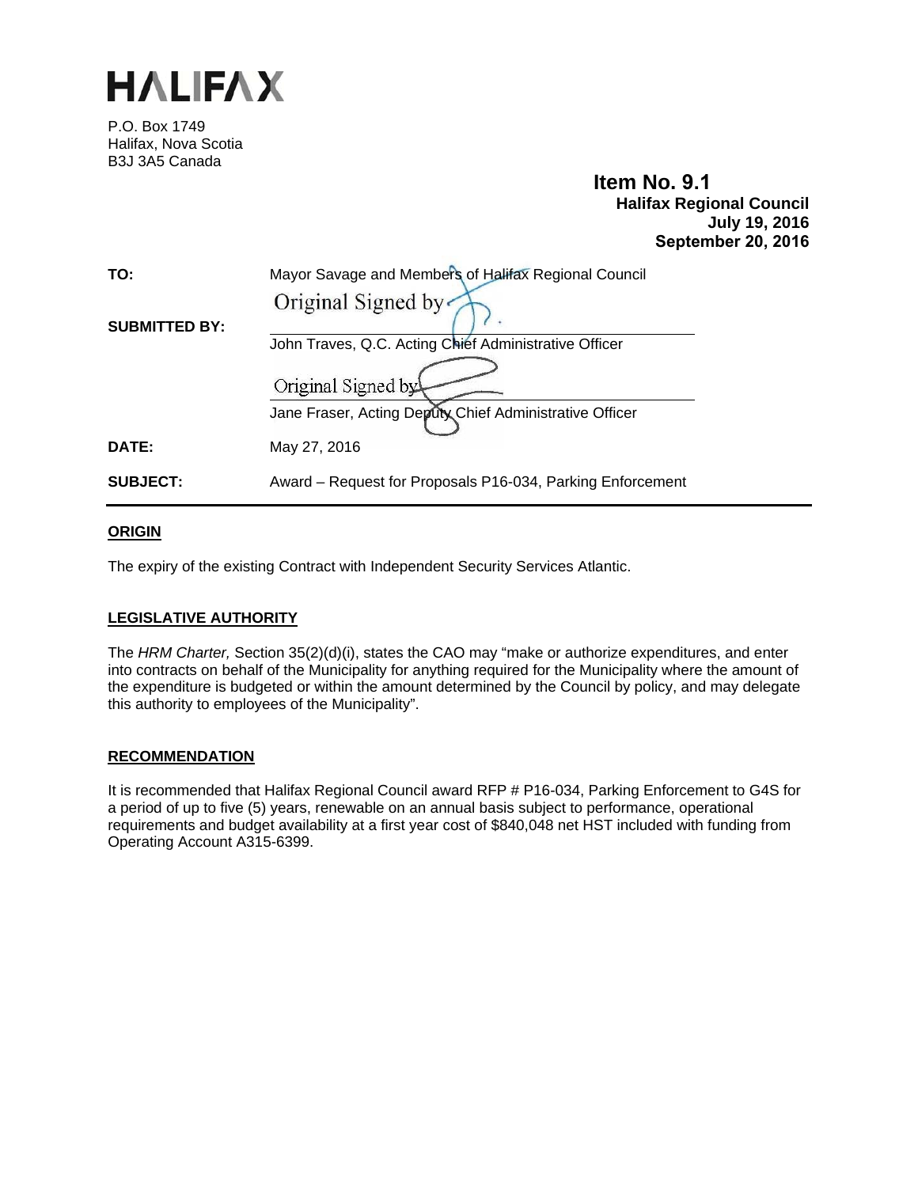# HALIFAX

P.O. Box 1749
Halifax, Nova Scotia
B3J 3A5 Canada

**Item No. 9.1**
**Halifax Regional Council**
**July 19, 2016**
**September 20, 2016**

**TO:** Mayor Savage and Members of Halifax Regional Council

**SUBMITTED BY:**

Original Signed by

John Traves, Q.C. Acting Chief Administrative Officer

Original Signed by

Jane Fraser, Acting Deputy Chief Administrative Officer

**DATE:** May 27, 2016

**SUBJECT:** Award – Request for Proposals P16-034, Parking Enforcement

## ORIGIN

The expiry of the existing Contract with Independent Security Services Atlantic.

## LEGISLATIVE AUTHORITY

The *HRM Charter,* Section 35(2)(d)(i), states the CAO may "make or authorize expenditures, and enter into contracts on behalf of the Municipality for anything required for the Municipality where the amount of the expenditure is budgeted or within the amount determined by the Council by policy, and may delegate this authority to employees of the Municipality".

## RECOMMENDATION

It is recommended that Halifax Regional Council award RFP # P16-034, Parking Enforcement to G4S for a period of up to five (5) years, renewable on an annual basis subject to performance, operational requirements and budget availability at a first year cost of $840,048 net HST included with funding from Operating Account A315-6399.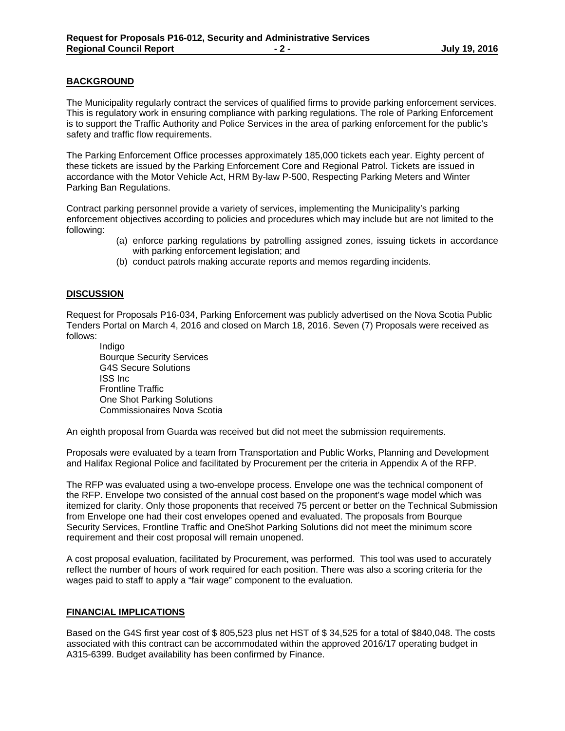## BACKGROUND

The Municipality regularly contract the services of qualified firms to provide parking enforcement services. This is regulatory work in ensuring compliance with parking regulations. The role of Parking Enforcement is to support the Traffic Authority and Police Services in the area of parking enforcement for the public's safety and traffic flow requirements.

The Parking Enforcement Office processes approximately 185,000 tickets each year. Eighty percent of these tickets are issued by the Parking Enforcement Core and Regional Patrol. Tickets are issued in accordance with the Motor Vehicle Act, HRM By-law P-500, Respecting Parking Meters and Winter Parking Ban Regulations.

Contract parking personnel provide a variety of services, implementing the Municipality's parking enforcement objectives according to policies and procedures which may include but are not limited to the following:

(a) enforce parking regulations by patrolling assigned zones, issuing tickets in accordance with parking enforcement legislation; and
(b) conduct patrols making accurate reports and memos regarding incidents.

## DISCUSSION

Request for Proposals P16-034, Parking Enforcement was publicly advertised on the Nova Scotia Public Tenders Portal on March 4, 2016 and closed on March 18, 2016. Seven (7) Proposals were received as follows:

Indigo
Bourque Security Services
G4S Secure Solutions
ISS Inc
Frontline Traffic
One Shot Parking Solutions
Commissionaires Nova Scotia

An eighth proposal from Guarda was received but did not meet the submission requirements.

Proposals were evaluated by a team from Transportation and Public Works, Planning and Development and Halifax Regional Police and facilitated by Procurement per the criteria in Appendix A of the RFP.

The RFP was evaluated using a two-envelope process. Envelope one was the technical component of the RFP. Envelope two consisted of the annual cost based on the proponent's wage model which was itemized for clarity. Only those proponents that received 75 percent or better on the Technical Submission from Envelope one had their cost envelopes opened and evaluated. The proposals from Bourque Security Services, Frontline Traffic and OneShot Parking Solutions did not meet the minimum score requirement and their cost proposal will remain unopened.

A cost proposal evaluation, facilitated by Procurement, was performed. This tool was used to accurately reflect the number of hours of work required for each position. There was also a scoring criteria for the wages paid to staff to apply a "fair wage" component to the evaluation.

## FINANCIAL IMPLICATIONS

Based on the G4S first year cost of $ 805,523 plus net HST of $ 34,525 for a total of $840,048. The costs associated with this contract can be accommodated within the approved 2016/17 operating budget in A315-6399. Budget availability has been confirmed by Finance.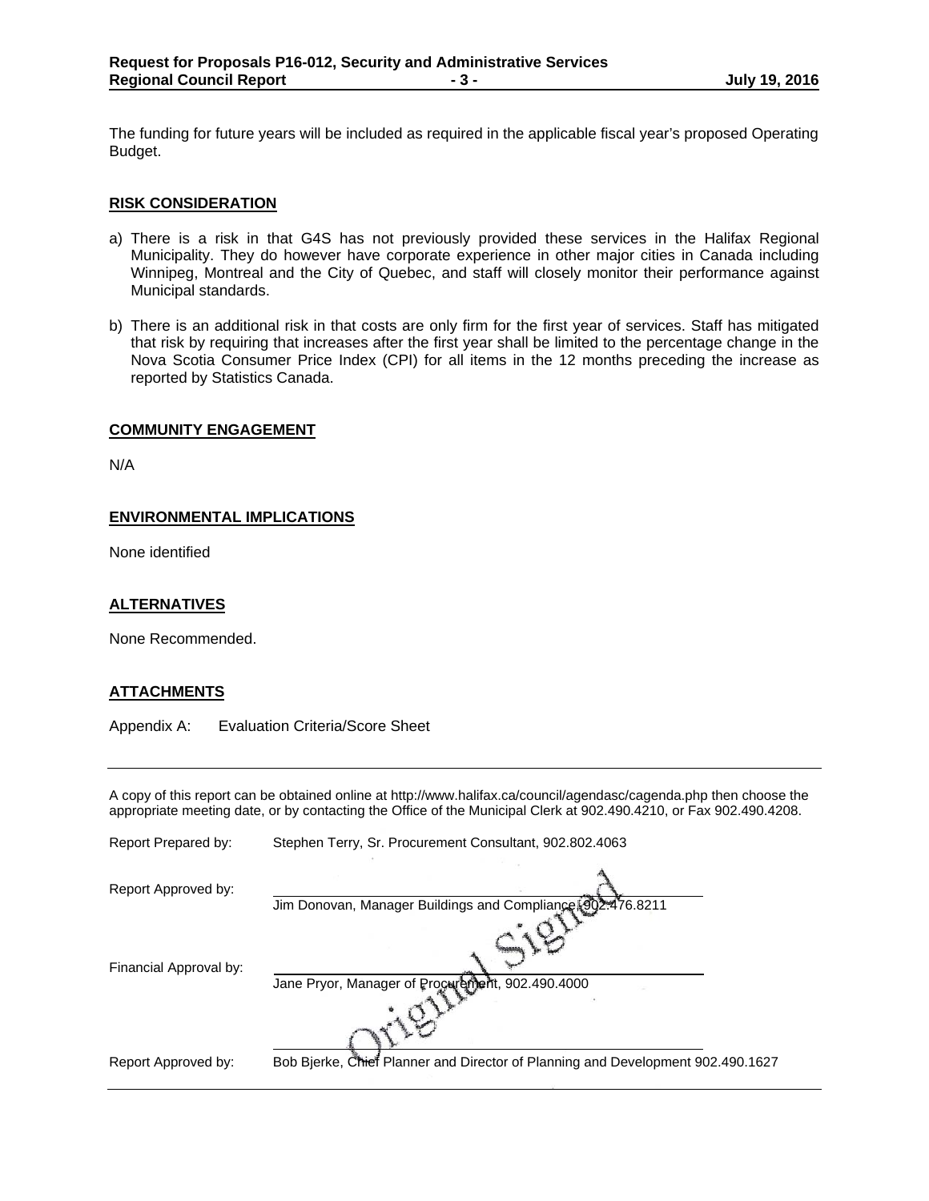The funding for future years will be included as required in the applicable fiscal year's proposed Operating Budget.

## RISK CONSIDERATION

a) There is a risk in that G4S has not previously provided these services in the Halifax Regional Municipality. They do however have corporate experience in other major cities in Canada including Winnipeg, Montreal and the City of Quebec, and staff will closely monitor their performance against Municipal standards.

b) There is an additional risk in that costs are only firm for the first year of services. Staff has mitigated that risk by requiring that increases after the first year shall be limited to the percentage change in the Nova Scotia Consumer Price Index (CPI) for all items in the 12 months preceding the increase as reported by Statistics Canada.

## COMMUNITY ENGAGEMENT

N/A

## ENVIRONMENTAL IMPLICATIONS

None identified

## ALTERNATIVES

None Recommended.

## ATTACHMENTS

Appendix A: Evaluation Criteria/Score Sheet

---

A copy of this report can be obtained online at http://www.halifax.ca/council/agendasc/cagenda.php then choose the appropriate meeting date, or by contacting the Office of the Municipal Clerk at 902.490.4210, or Fax 902.490.4208.

Report Prepared by: Stephen Terry, Sr. Procurement Consultant, 902.802.4063

Report Approved by: Jim Donovan, Manager Buildings and Compliance 902.476.8211

Financial Approval by: Jane Pryor, Manager of Procurement, 902.490.4000

Report Approved by: Bob Bjerke, Chief Planner and Director of Planning and Development 902.490.1627

Original Signed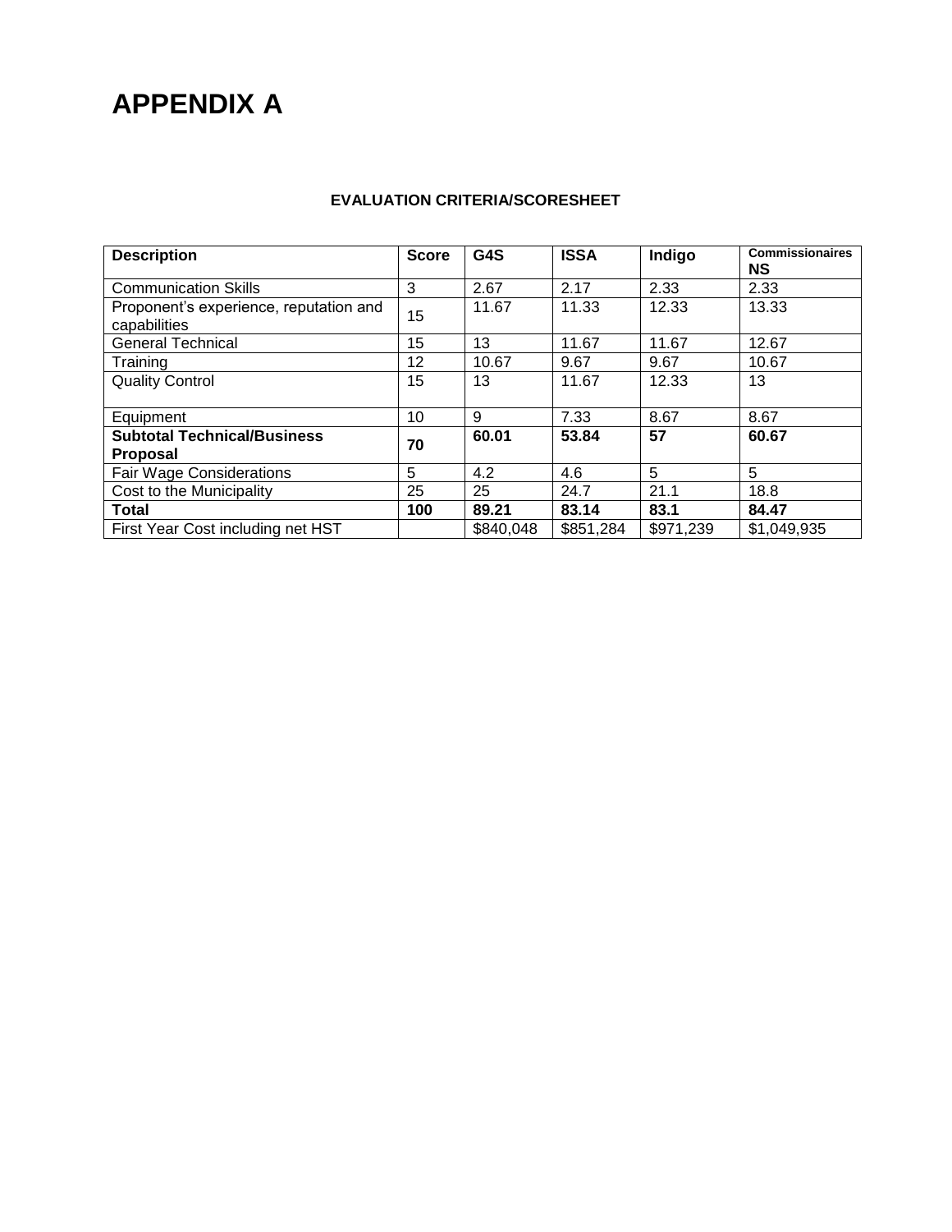# APPENDIX A

**EVALUATION CRITERIA/SCORESHEET**

| Description | Score | G4S | ISSA | Indigo | Commissionaires NS |
|---|---|---|---|---|---|
| Communication Skills | 3 | 2.67 | 2.17 | 2.33 | 2.33 |
| Proponent's experience, reputation and capabilities | 15 | 11.67 | 11.33 | 12.33 | 13.33 |
| General Technical | 15 | 13 | 11.67 | 11.67 | 12.67 |
| Training | 12 | 10.67 | 9.67 | 9.67 | 10.67 |
| Quality Control | 15 | 13 | 11.67 | 12.33 | 13 |
| Equipment | 10 | 9 | 7.33 | 8.67 | 8.67 |
| **Subtotal Technical/Business Proposal** | **70** | **60.01** | **53.84** | **57** | **60.67** |
| Fair Wage Considerations | 5 | 4.2 | 4.6 | 5 | 5 |
| Cost to the Municipality | 25 | 25 | 24.7 | 21.1 | 18.8 |
| **Total** | **100** | **89.21** | **83.14** | **83.1** | **84.47** |
| First Year Cost including net HST | | $840,048 | $851,284 | $971,239 | $1,049,935 |